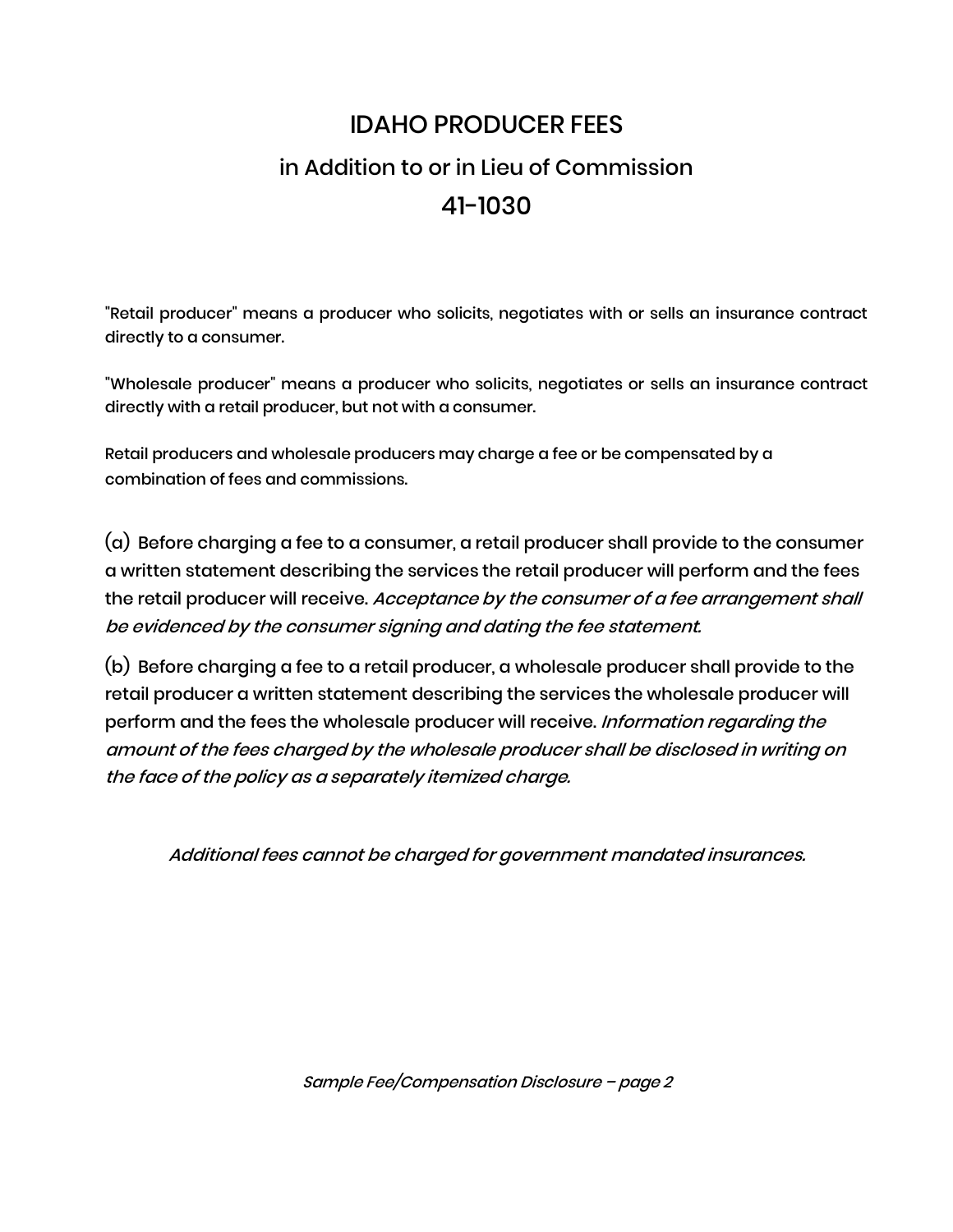# IDAHO PRODUCER FEES

## in Addition to or in Lieu of Commission

## 41-1030

"Retail producer" means a producer who solicits, negotiates with or sells an insurance contract directly to a consumer.

"Wholesale producer" means a producer who solicits, negotiates or sells an insurance contract directly with a retail producer, but not with a consumer.

Retail producers and wholesale producers may charge a fee or be compensated by a combination of fees and commissions.

(a) Before charging a fee to a consumer, a retail producer shall provide to the consumer a written statement describing the services the retail producer will perform and the fees the retail producer will receive. *Acceptance by the consumer of a fee arrangement shall be evidenced by the consumer signing and dating the fee statement.*

(b) Before charging a fee to a retail producer, a wholesale producer shall provide to the retail producer a written statement describing the services the wholesale producer will perform and the fees the wholesale producer will receive. *Information regarding the amount of the fees charged by the wholesale producer shall be disclosed in writing on the face of the policy as a separately itemized charge.*

*Additional fees cannot be charged for government mandated insurances.*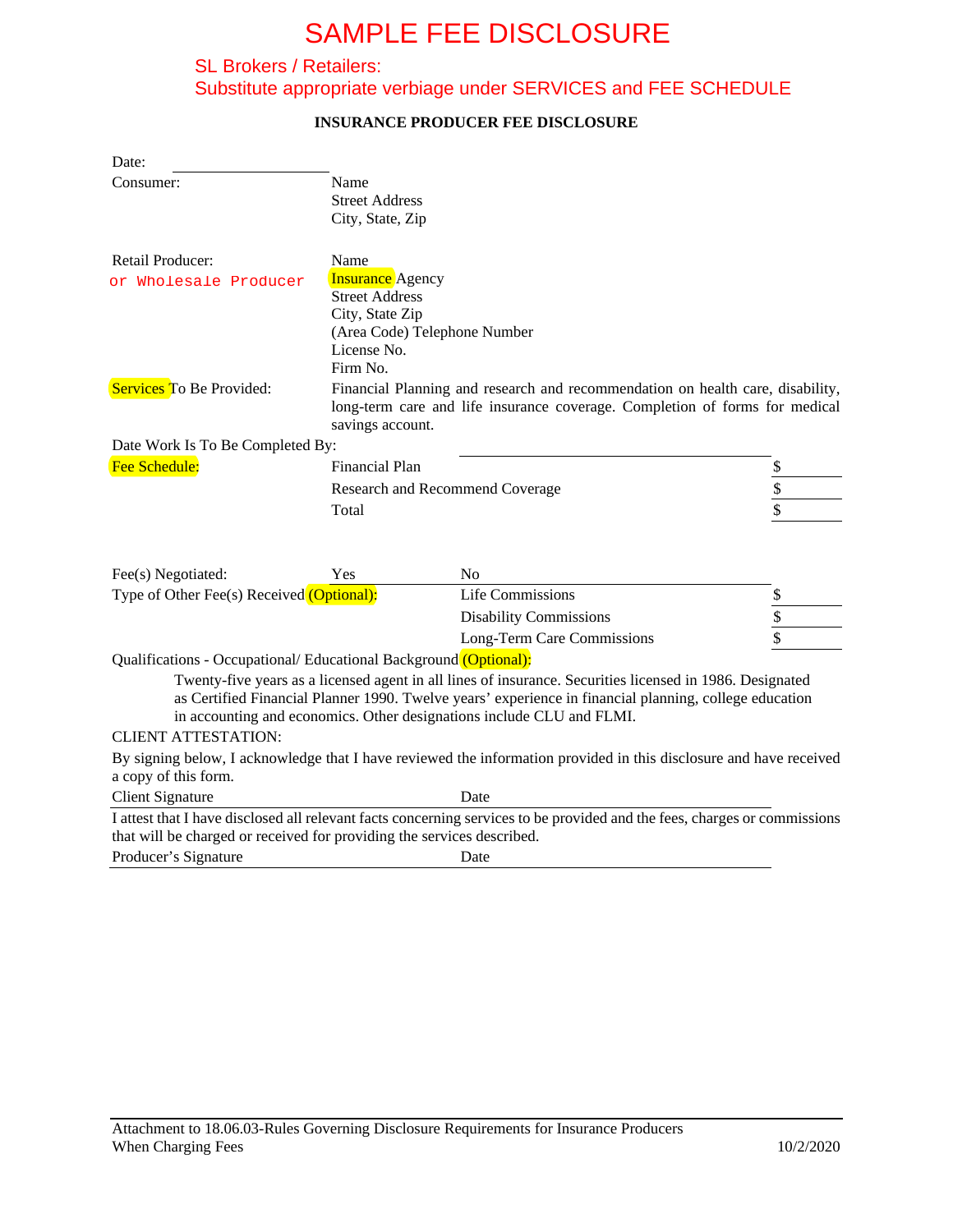# SAMPLE FEE DISCLOSURE

SL Brokers / Retailers:
Substitute appropriate verbiage under SERVICES and FEE SCHEDULE

**INSURANCE PRODUCER FEE DISCLOSURE**

Date: \_\_\_\_\_\_\_\_\_\_\_\_\_\_\_\_\_\_\_\_

Consumer: Name
Street Address
City, State, Zip

Retail Producer:
or Wholesale Producer

Name
Insurance Agency
Street Address
City, State Zip
(Area Code) Telephone Number
License No.
Firm No.

Services To Be Provided: Financial Planning and research and recommendation on health care, disability, long-term care and life insurance coverage. Completion of forms for medical savings account.

Date Work Is To Be Completed By: \_\_\_\_\_\_\_\_\_\_\_\_\_\_\_\_\_\_\_\_

| | | |
|---|---|---|
| Fee Schedule: | Financial Plan | $ |
| | Research and Recommend Coverage | $ |
| | Total | $ |

Fee(s) Negotiated: Yes No

| | | |
|---|---|---|
| Type of Other Fee(s) Received (Optional): | Life Commissions | $ |
| | Disability Commissions | $ |
| | Long-Term Care Commissions | $ |

Qualifications - Occupational/ Educational Background (Optional):

Twenty-five years as a licensed agent in all lines of insurance. Securities licensed in 1986. Designated as Certified Financial Planner 1990. Twelve years' experience in financial planning, college education in accounting and economics. Other designations include CLU and FLMI.

CLIENT ATTESTATION:

By signing below, I acknowledge that I have reviewed the information provided in this disclosure and have received a copy of this form.

Client Signature Date

I attest that I have disclosed all relevant facts concerning services to be provided and the fees, charges or commissions that will be charged or received for providing the services described.

Producer's Signature Date

Attachment to 18.06.03-Rules Governing Disclosure Requirements for Insurance Producers When Charging Fees

10/2/2020